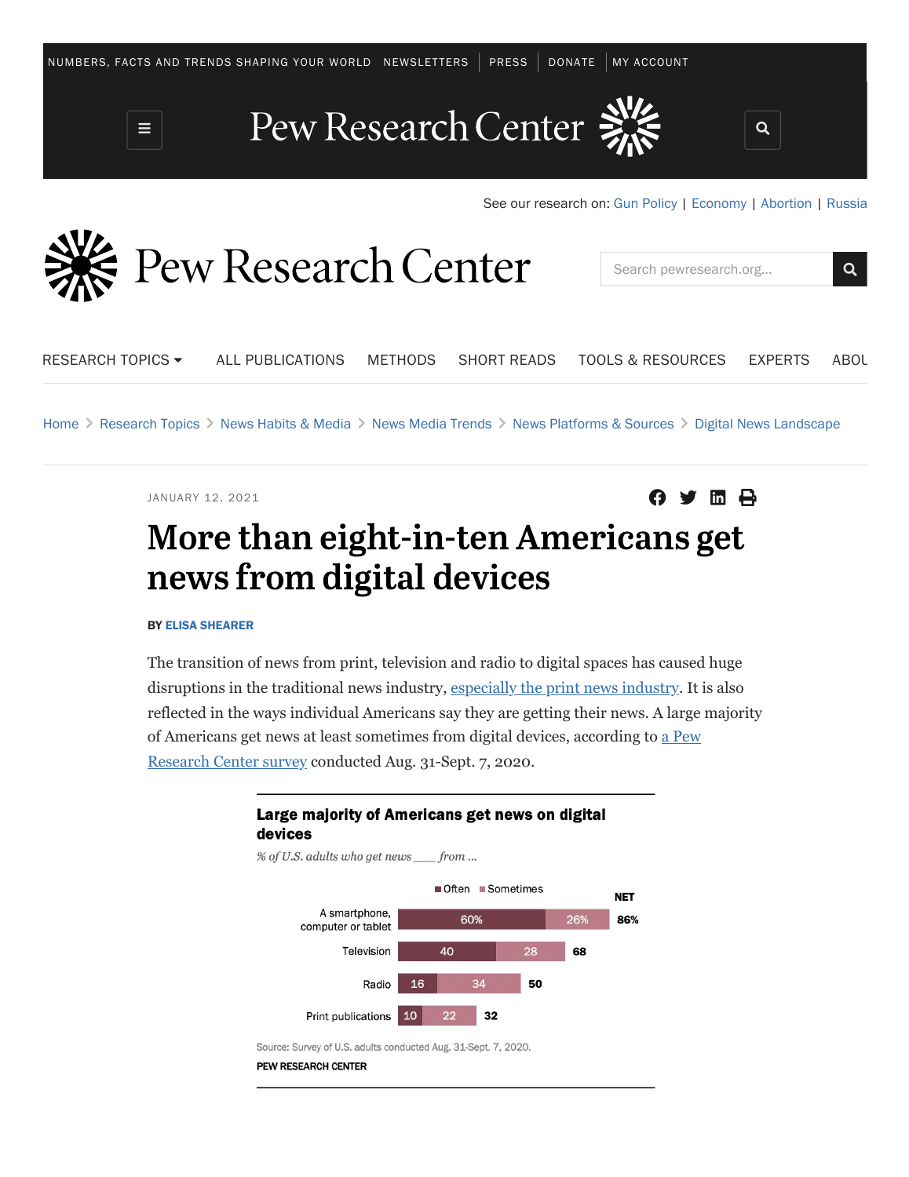NUMBERS, FACTS AND TRENDS SHAPING YOUR WORLD | NEWSLETTERS | PRESS | DONATE | MY ACCOUNT

See our research on: Gun Policy | Economy | Abortion | Russia

RESEARCH TOPICS | ALL PUBLICATIONS | METHODS | SHORT READS | TOOLS & RESOURCES | EXPERTS | ABOU

Home > Research Topics > News Habits & Media > News Media Trends > News Platforms & Sources > Digital News Landscape

JANUARY 12, 2021

# More than eight-in-ten Americans get news from digital devices

**BY ELISA SHEARER**

The transition of news from print, television and radio to digital spaces has caused huge disruptions in the traditional news industry, especially the print news industry. It is also reflected in the ways individual Americans say they are getting their news. A large majority of Americans get news at least sometimes from digital devices, according to a Pew Research Center survey conducted Aug. 31-Sept. 7, 2020.

**Large majority of Americans get news on digital devices**

*% of U.S. adults who get news ___ from ...*

| | Often | Sometimes | NET |
|---|---|---|---|
| A smartphone, computer or tablet | 60% | 26% | 86% |
| Television | 40 | 28 | 68 |
| Radio | 16 | 34 | 50 |
| Print publications | 10 | 22 | 32 |

Source: Survey of U.S. adults conducted Aug. 31-Sept. 7, 2020.

PEW RESEARCH CENTER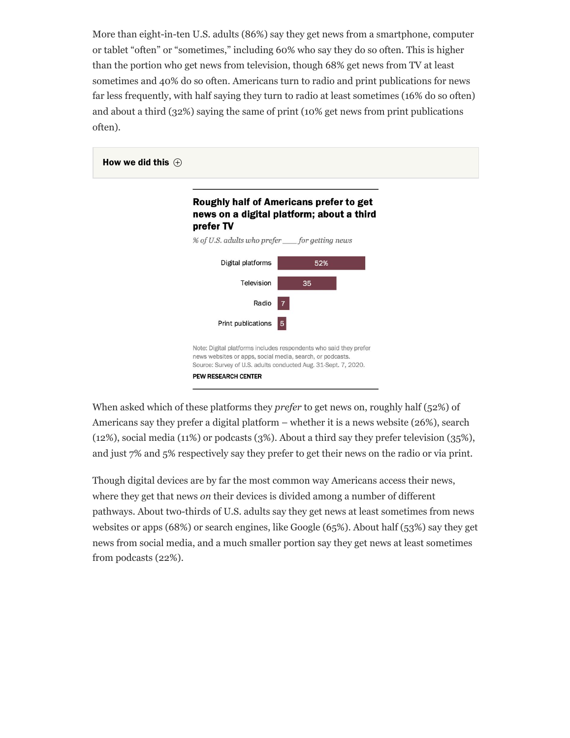More than eight-in-ten U.S. adults (86%) say they get news from a smartphone, computer or tablet "often" or "sometimes," including 60% who say they do so often. This is higher than the portion who get news from television, though 68% get news from TV at least sometimes and 40% do so often. Americans turn to radio and print publications for news far less frequently, with half saying they turn to radio at least sometimes (16% do so often) and about a third (32%) saying the same of print (10% get news from print publications often).

**How we did this** ⊕

**Roughly half of Americans prefer to get news on a digital platform; about a third prefer TV**

*% of U.S. adults who prefer \_\_\_ for getting news*

| | % |
|---|---|
| Digital platforms | 52% |
| Television | 35 |
| Radio | 7 |
| Print publications | 5 |

Note: Digital platforms includes respondents who said they prefer news websites or apps, social media, search, or podcasts.
Source: Survey of U.S. adults conducted Aug. 31-Sept. 7, 2020.

PEW RESEARCH CENTER

When asked which of these platforms they *prefer* to get news on, roughly half (52%) of Americans say they prefer a digital platform – whether it is a news website (26%), search (12%), social media (11%) or podcasts (3%). About a third say they prefer television (35%), and just 7% and 5% respectively say they prefer to get their news on the radio or via print.

Though digital devices are by far the most common way Americans access their news, where they get that news *on* their devices is divided among a number of different pathways. About two-thirds of U.S. adults say they get news at least sometimes from news websites or apps (68%) or search engines, like Google (65%). About half (53%) say they get news from social media, and a much smaller portion say they get news at least sometimes from podcasts (22%).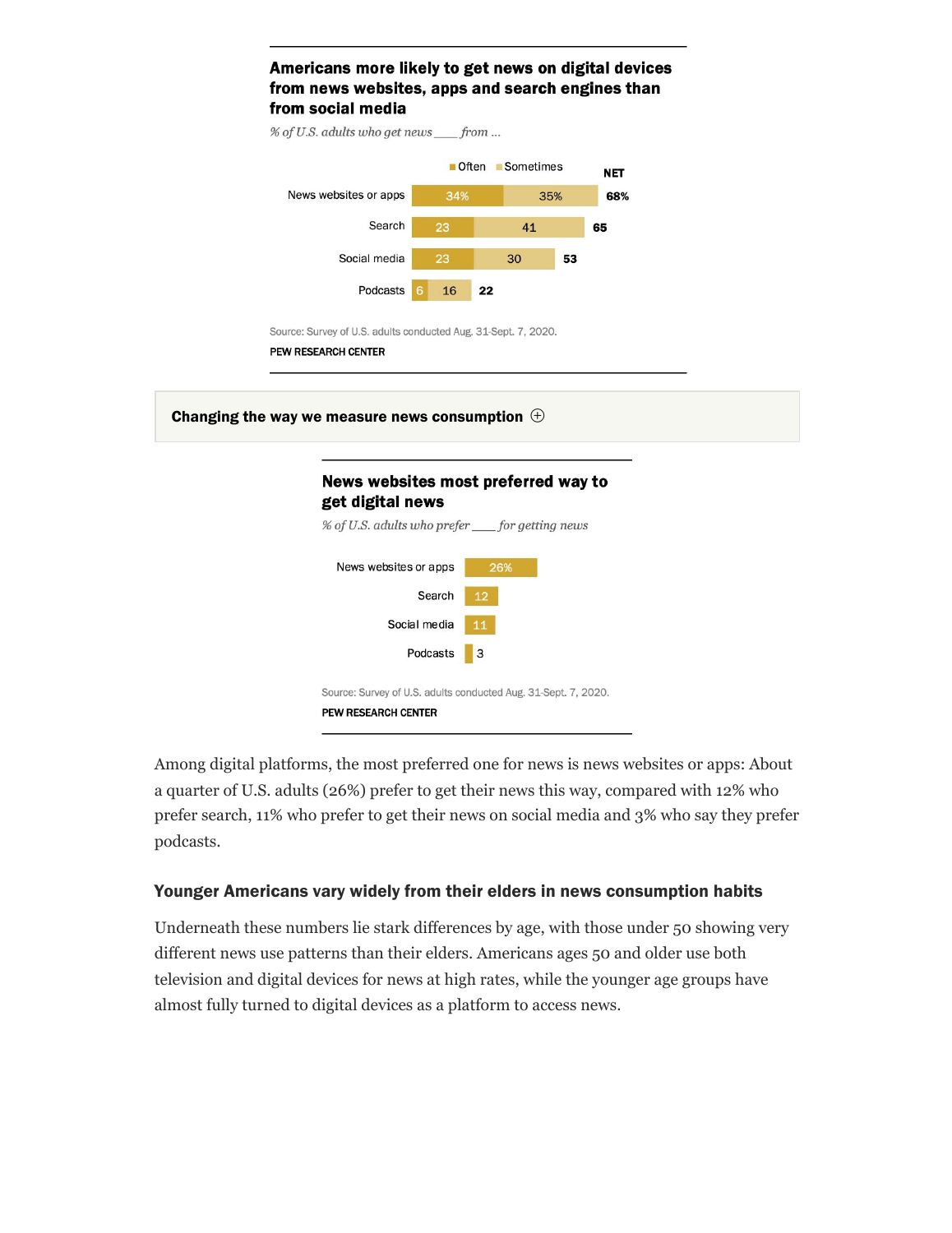### Americans more likely to get news on digital devices from news websites, apps and search engines than from social media

*% of U.S. adults who get news ___ from ...*

| | Often | Sometimes | NET |
|---|---|---|---|
| News websites or apps | 34% | 35% | 68% |
| Search | 23 | 41 | 65 |
| Social media | 23 | 30 | 53 |
| Podcasts | 6 | 16 | 22 |

Source: Survey of U.S. adults conducted Aug. 31-Sept. 7, 2020.

PEW RESEARCH CENTER

**Changing the way we measure news consumption** ⊕

### News websites most preferred way to get digital news

*% of U.S. adults who prefer ___ for getting news*

| | % |
|---|---|
| News websites or apps | 26% |
| Search | 12 |
| Social media | 11 |
| Podcasts | 3 |

Source: Survey of U.S. adults conducted Aug. 31-Sept. 7, 2020.

PEW RESEARCH CENTER

Among digital platforms, the most preferred one for news is news websites or apps: About a quarter of U.S. adults (26%) prefer to get their news this way, compared with 12% who prefer search, 11% who prefer to get their news on social media and 3% who say they prefer podcasts.

### Younger Americans vary widely from their elders in news consumption habits

Underneath these numbers lie stark differences by age, with those under 50 showing very different news use patterns than their elders. Americans ages 50 and older use both television and digital devices for news at high rates, while the younger age groups have almost fully turned to digital devices as a platform to access news.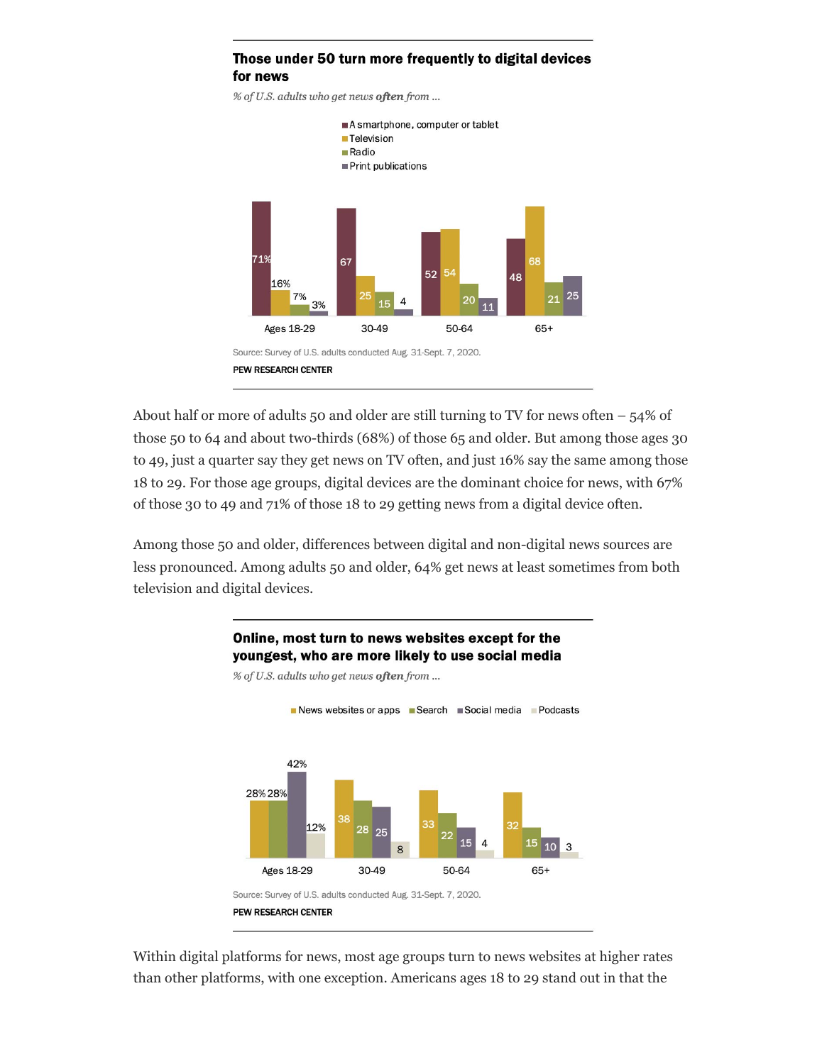**Those under 50 turn more frequently to digital devices for news**

*% of U.S. adults who get news **often** from ...*

| | A smartphone, computer or tablet | Television | Radio | Print publications |
|---|---|---|---|---|
| Ages 18-29 | 71% | 16% | 7% | 3% |
| 30-49 | 67 | 25 | 15 | 4 |
| 50-64 | 52 | 54 | 20 | 11 |
| 65+ | 48 | 68 | 21 | 25 |

Source: Survey of U.S. adults conducted Aug. 31-Sept. 7, 2020.

PEW RESEARCH CENTER

About half or more of adults 50 and older are still turning to TV for news often – 54% of those 50 to 64 and about two-thirds (68%) of those 65 and older. But among those ages 30 to 49, just a quarter say they get news on TV often, and just 16% say the same among those 18 to 29. For those age groups, digital devices are the dominant choice for news, with 67% of those 30 to 49 and 71% of those 18 to 29 getting news from a digital device often.

Among those 50 and older, differences between digital and non-digital news sources are less pronounced. Among adults 50 and older, 64% get news at least sometimes from both television and digital devices.

**Online, most turn to news websites except for the youngest, who are more likely to use social media**

*% of U.S. adults who get news **often** from ...*

| | News websites or apps | Search | Social media | Podcasts |
|---|---|---|---|---|
| Ages 18-29 | 28% | 28% | 42% | 12% |
| 30-49 | 38 | 28 | 25 | 8 |
| 50-64 | 33 | 22 | 15 | 4 |
| 65+ | 32 | 15 | 10 | 3 |

Source: Survey of U.S. adults conducted Aug. 31-Sept. 7, 2020.

PEW RESEARCH CENTER

Within digital platforms for news, most age groups turn to news websites at higher rates than other platforms, with one exception. Americans ages 18 to 29 stand out in that the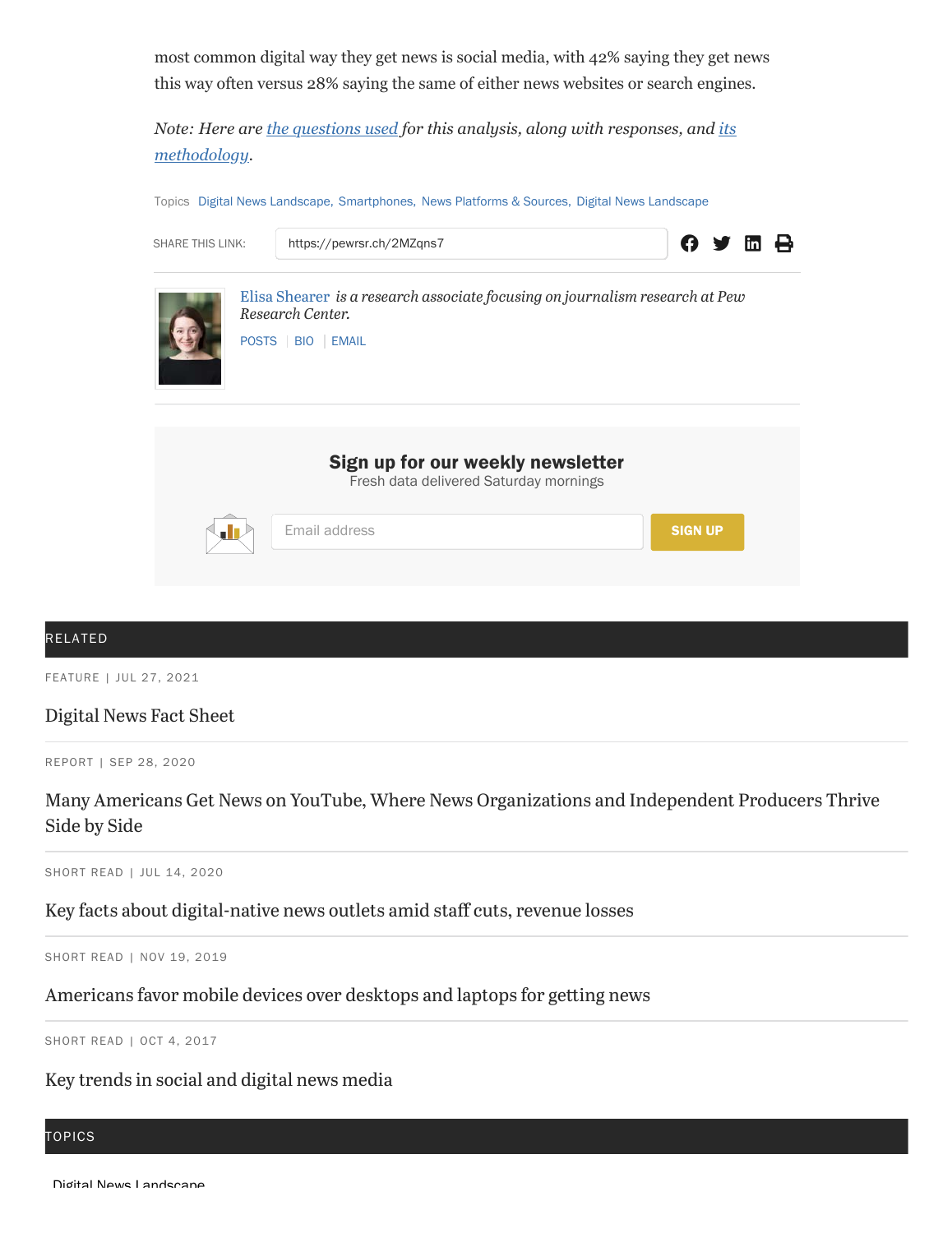most common digital way they get news is social media, with 42% saying they get news this way often versus 28% saying the same of either news websites or search engines.

*Note: Here are [the questions used](#) for this analysis, along with responses, and [its methodology](#).*

Topics Digital News Landscape, Smartphones, News Platforms & Sources, Digital News Landscape

SHARE THIS LINK: https://pewrsr.ch/2MZqns7

Elisa Shearer *is a research associate focusing on journalism research at Pew Research Center.*

POSTS | BIO | EMAIL

**Sign up for our weekly newsletter**

Fresh data delivered Saturday mornings

Email address

SIGN UP

## RELATED

FEATURE | JUL 27, 2021

Digital News Fact Sheet

REPORT | SEP 28, 2020

Many Americans Get News on YouTube, Where News Organizations and Independent Producers Thrive Side by Side

SHORT READ | JUL 14, 2020

Key facts about digital-native news outlets amid staff cuts, revenue losses

SHORT READ | NOV 19, 2019

Americans favor mobile devices over desktops and laptops for getting news

SHORT READ | OCT 4, 2017

Key trends in social and digital news media

## TOPICS

Digital News Landscape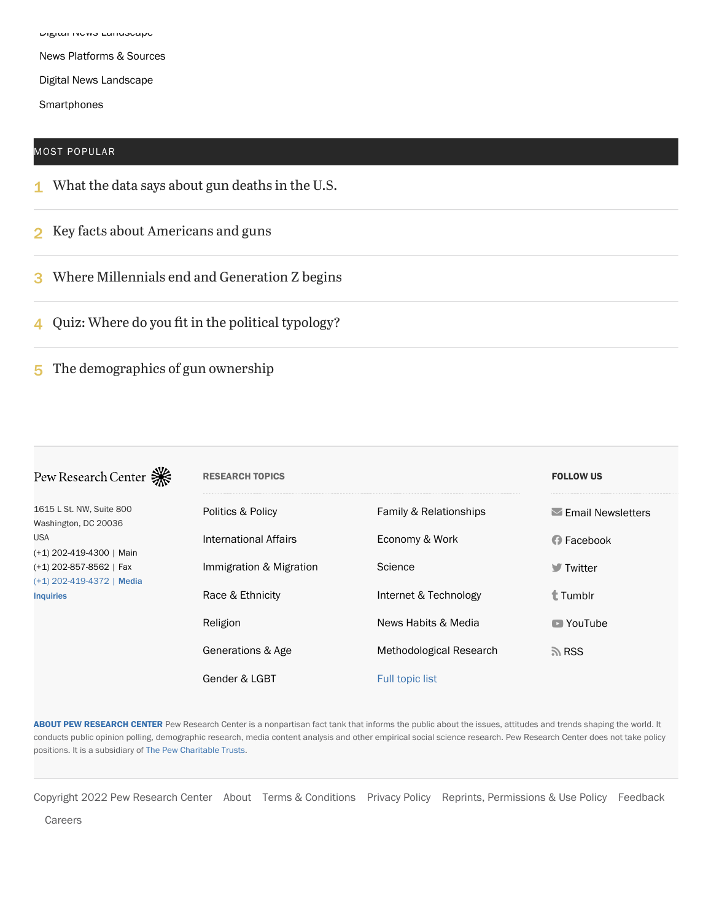News Platforms & Sources

Digital News Landscape

Smartphones

## MOST POPULAR

1 What the data says about gun deaths in the U.S.

2 Key facts about Americans and guns

3 Where Millennials end and Generation Z begins

4 Quiz: Where do you fit in the political typology?

5 The demographics of gun ownership

Pew Research Center

1615 L St. NW, Suite 800
Washington, DC 20036
USA
(+1) 202-419-4300 | Main
(+1) 202-857-8562 | Fax
(+1) 202-419-4372 | **Media Inquiries**

**RESEARCH TOPICS**

- Politics & Policy
- International Affairs
- Immigration & Migration
- Race & Ethnicity
- Religion
- Generations & Age
- Gender & LGBT
- Family & Relationships
- Economy & Work
- Science
- Internet & Technology
- News Habits & Media
- Methodological Research
- Full topic list

**FOLLOW US**

- Email Newsletters
- Facebook
- Twitter
- Tumblr
- YouTube
- RSS

**ABOUT PEW RESEARCH CENTER** Pew Research Center is a nonpartisan fact tank that informs the public about the issues, attitudes and trends shaping the world. It conducts public opinion polling, demographic research, media content analysis and other empirical social science research. Pew Research Center does not take policy positions. It is a subsidiary of The Pew Charitable Trusts.

Copyright 2022 Pew Research Center About Terms & Conditions Privacy Policy Reprints, Permissions & Use Policy Feedback Careers